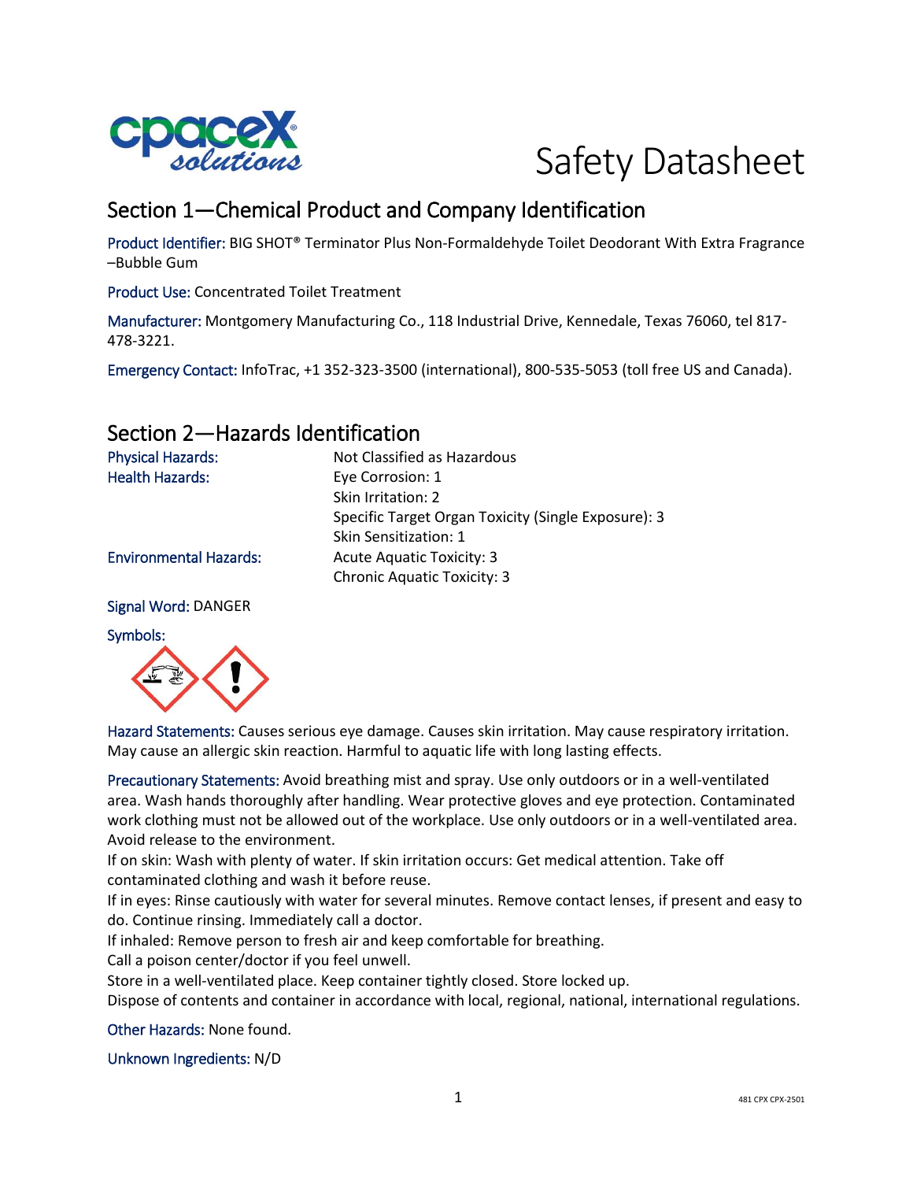# Safety Datasheet

## Section 1—Chemical Product and Company Identification

Product Identifier: BIG SHOT® Terminator Plus Non-Formaldehyde Toilet Deodorant With Extra Fragrance –Bubble Gum

Product Use: Concentrated Toilet Treatment

Manufacturer: Montgomery Manufacturing Co., 118 Industrial Drive, Kennedale, Texas 76060, tel 817-478-3221.

Emergency Contact: InfoTrac, +1 352-323-3500 (international), 800-535-5053 (toll free US and Canada).

## Section 2—Hazards Identification

| | |
|---|---|
| Physical Hazards: | Not Classified as Hazardous |
| Health Hazards: | Eye Corrosion: 1<br>Skin Irritation: 2<br>Specific Target Organ Toxicity (Single Exposure): 3<br>Skin Sensitization: 1 |
| Environmental Hazards: | Acute Aquatic Toxicity: 3<br>Chronic Aquatic Toxicity: 3 |

Signal Word: DANGER

Symbols:

Hazard Statements: Causes serious eye damage. Causes skin irritation. May cause respiratory irritation. May cause an allergic skin reaction. Harmful to aquatic life with long lasting effects.

Precautionary Statements: Avoid breathing mist and spray. Use only outdoors or in a well-ventilated area. Wash hands thoroughly after handling. Wear protective gloves and eye protection. Contaminated work clothing must not be allowed out of the workplace. Use only outdoors or in a well-ventilated area. Avoid release to the environment.
If on skin: Wash with plenty of water. If skin irritation occurs: Get medical attention. Take off contaminated clothing and wash it before reuse.
If in eyes: Rinse cautiously with water for several minutes. Remove contact lenses, if present and easy to do. Continue rinsing. Immediately call a doctor.
If inhaled: Remove person to fresh air and keep comfortable for breathing.
Call a poison center/doctor if you feel unwell.
Store in a well-ventilated place. Keep container tightly closed. Store locked up.
Dispose of contents and container in accordance with local, regional, national, international regulations.

Other Hazards: None found.

Unknown Ingredients: N/D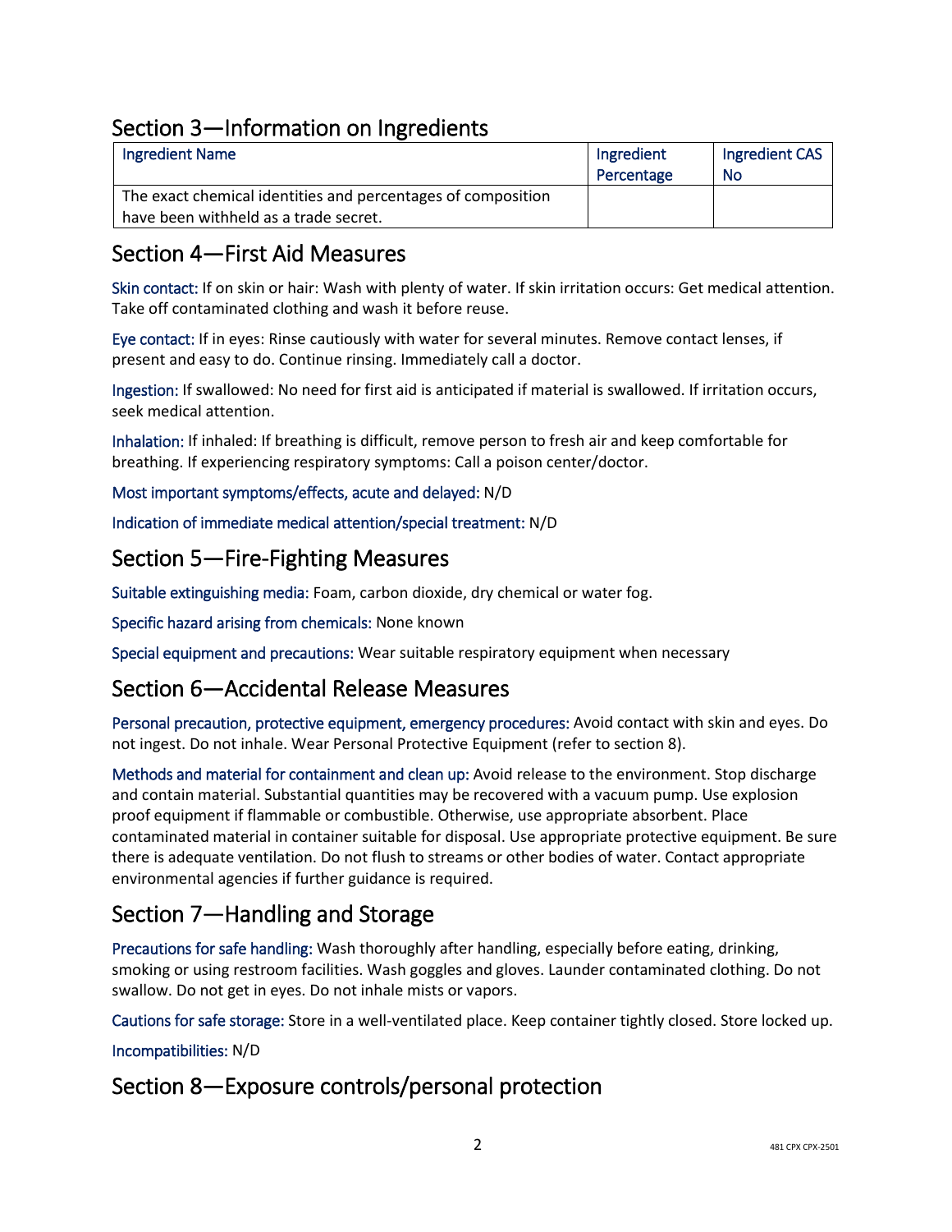## Section 3—Information on Ingredients

| Ingredient Name | Ingredient Percentage | Ingredient CAS No |
|---|---|---|
| The exact chemical identities and percentages of composition have been withheld as a trade secret. | | |

## Section 4—First Aid Measures

Skin contact: If on skin or hair: Wash with plenty of water. If skin irritation occurs: Get medical attention. Take off contaminated clothing and wash it before reuse.

Eye contact: If in eyes: Rinse cautiously with water for several minutes. Remove contact lenses, if present and easy to do. Continue rinsing. Immediately call a doctor.

Ingestion: If swallowed: No need for first aid is anticipated if material is swallowed. If irritation occurs, seek medical attention.

Inhalation: If inhaled: If breathing is difficult, remove person to fresh air and keep comfortable for breathing. If experiencing respiratory symptoms: Call a poison center/doctor.

Most important symptoms/effects, acute and delayed: N/D

Indication of immediate medical attention/special treatment: N/D

## Section 5—Fire-Fighting Measures

Suitable extinguishing media: Foam, carbon dioxide, dry chemical or water fog.

Specific hazard arising from chemicals: None known

Special equipment and precautions: Wear suitable respiratory equipment when necessary

## Section 6—Accidental Release Measures

Personal precaution, protective equipment, emergency procedures: Avoid contact with skin and eyes. Do not ingest. Do not inhale. Wear Personal Protective Equipment (refer to section 8).

Methods and material for containment and clean up: Avoid release to the environment. Stop discharge and contain material. Substantial quantities may be recovered with a vacuum pump. Use explosion proof equipment if flammable or combustible. Otherwise, use appropriate absorbent. Place contaminated material in container suitable for disposal. Use appropriate protective equipment. Be sure there is adequate ventilation. Do not flush to streams or other bodies of water. Contact appropriate environmental agencies if further guidance is required.

## Section 7—Handling and Storage

Precautions for safe handling: Wash thoroughly after handling, especially before eating, drinking, smoking or using restroom facilities. Wash goggles and gloves. Launder contaminated clothing. Do not swallow. Do not get in eyes. Do not inhale mists or vapors.

Cautions for safe storage: Store in a well-ventilated place. Keep container tightly closed. Store locked up.

Incompatibilities: N/D

## Section 8—Exposure controls/personal protection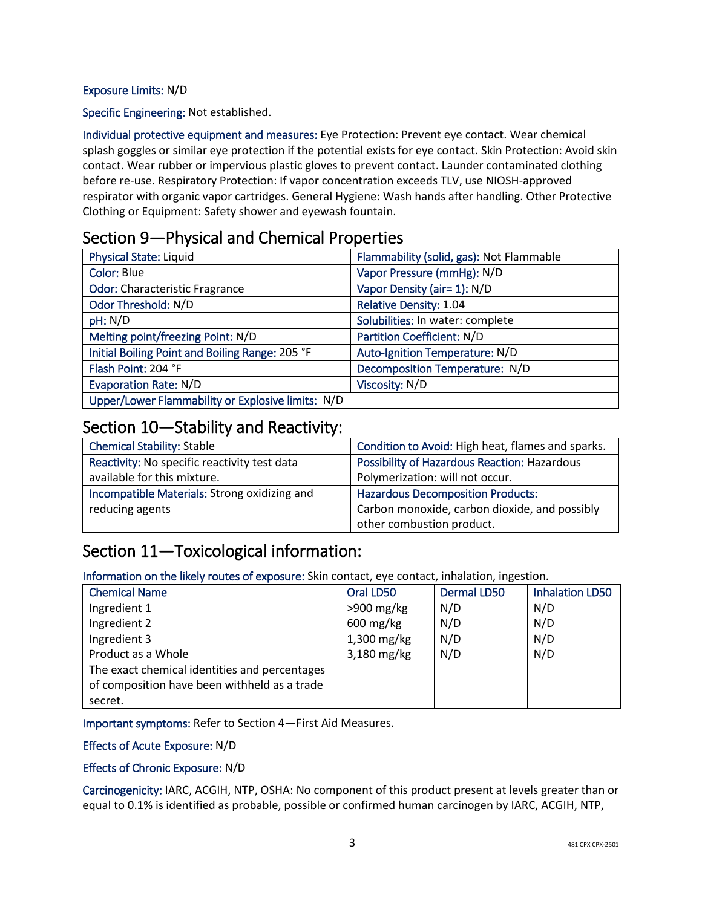**Exposure Limits:** N/D

**Specific Engineering:** Not established.

**Individual protective equipment and measures:** Eye Protection: Prevent eye contact. Wear chemical splash goggles or similar eye protection if the potential exists for eye contact. Skin Protection: Avoid skin contact. Wear rubber or impervious plastic gloves to prevent contact. Launder contaminated clothing before re-use. Respiratory Protection: If vapor concentration exceeds TLV, use NIOSH-approved respirator with organic vapor cartridges. General Hygiene: Wash hands after handling. Other Protective Clothing or Equipment: Safety shower and eyewash fountain.

## Section 9—Physical and Chemical Properties

| | |
|---|---|
| Physical State: Liquid | Flammability (solid, gas): Not Flammable |
| Color: Blue | Vapor Pressure (mmHg): N/D |
| Odor: Characteristic Fragrance | Vapor Density (air= 1): N/D |
| Odor Threshold: N/D | Relative Density: 1.04 |
| pH: N/D | Solubilities: In water: complete |
| Melting point/freezing Point: N/D | Partition Coefficient: N/D |
| Initial Boiling Point and Boiling Range: 205 °F | Auto-Ignition Temperature: N/D |
| Flash Point: 204 °F | Decomposition Temperature: N/D |
| Evaporation Rate: N/D | Viscosity: N/D |
| Upper/Lower Flammability or Explosive limits: N/D | |

## Section 10—Stability and Reactivity:

| | |
|---|---|
| Chemical Stability: Stable | Condition to Avoid: High heat, flames and sparks. |
| Reactivity: No specific reactivity test data available for this mixture. | Possibility of Hazardous Reaction: Hazardous Polymerization: will not occur. |
| Incompatible Materials: Strong oxidizing and reducing agents | Hazardous Decomposition Products: Carbon monoxide, carbon dioxide, and possibly other combustion product. |

## Section 11—Toxicological information:

**Information on the likely routes of exposure:** Skin contact, eye contact, inhalation, ingestion.

| Chemical Name | Oral LD50 | Dermal LD50 | Inhalation LD50 |
|---|---|---|---|
| Ingredient 1 | >900 mg/kg | N/D | N/D |
| Ingredient 2 | 600 mg/kg | N/D | N/D |
| Ingredient 3 | 1,300 mg/kg | N/D | N/D |
| Product as a Whole | 3,180 mg/kg | N/D | N/D |
| The exact chemical identities and percentages of composition have been withheld as a trade secret. | | | |

**Important symptoms:** Refer to Section 4—First Aid Measures.

**Effects of Acute Exposure:** N/D

**Effects of Chronic Exposure:** N/D

**Carcinogenicity:** IARC, ACGIH, NTP, OSHA: No component of this product present at levels greater than or equal to 0.1% is identified as probable, possible or confirmed human carcinogen by IARC, ACGIH, NTP,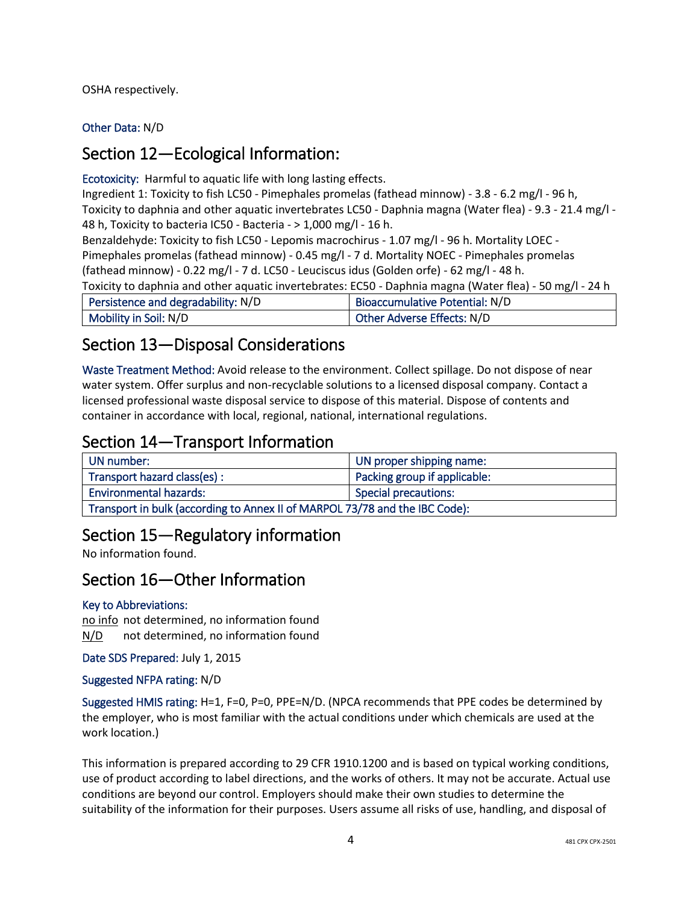OSHA respectively.

Other Data: N/D

## Section 12—Ecological Information:

Ecotoxicity: Harmful to aquatic life with long lasting effects.
Ingredient 1: Toxicity to fish LC50 - Pimephales promelas (fathead minnow) - 3.8 - 6.2 mg/l - 96 h, Toxicity to daphnia and other aquatic invertebrates LC50 - Daphnia magna (Water flea) - 9.3 - 21.4 mg/l - 48 h, Toxicity to bacteria IC50 - Bacteria - > 1,000 mg/l - 16 h.
Benzaldehyde: Toxicity to fish LC50 - Lepomis macrochirus - 1.07 mg/l - 96 h. Mortality LOEC - Pimephales promelas (fathead minnow) - 0.45 mg/l - 7 d. Mortality NOEC - Pimephales promelas (fathead minnow) - 0.22 mg/l - 7 d. LC50 - Leuciscus idus (Golden orfe) - 62 mg/l - 48 h.
Toxicity to daphnia and other aquatic invertebrates: EC50 - Daphnia magna (Water flea) - 50 mg/l - 24 h

| Persistence and degradability: N/D | Bioaccumulative Potential: N/D |
|---|---|
| Mobility in Soil: N/D | Other Adverse Effects: N/D |

## Section 13—Disposal Considerations

Waste Treatment Method: Avoid release to the environment. Collect spillage. Do not dispose of near water system. Offer surplus and non-recyclable solutions to a licensed disposal company. Contact a licensed professional waste disposal service to dispose of this material. Dispose of contents and container in accordance with local, regional, national, international regulations.

## Section 14—Transport Information

| UN number: | UN proper shipping name: |
|---|---|
| Transport hazard class(es) : | Packing group if applicable: |
| Environmental hazards: | Special precautions: |
| Transport in bulk (according to Annex II of MARPOL 73/78 and the IBC Code): | |

## Section 15—Regulatory information

No information found.

## Section 16—Other Information

Key to Abbreviations:

no info not determined, no information found
N/D not determined, no information found

Date SDS Prepared: July 1, 2015

Suggested NFPA rating: N/D

Suggested HMIS rating: H=1, F=0, P=0, PPE=N/D. (NPCA recommends that PPE codes be determined by the employer, who is most familiar with the actual conditions under which chemicals are used at the work location.)

This information is prepared according to 29 CFR 1910.1200 and is based on typical working conditions, use of product according to label directions, and the works of others. It may not be accurate. Actual use conditions are beyond our control. Employers should make their own studies to determine the suitability of the information for their purposes. Users assume all risks of use, handling, and disposal of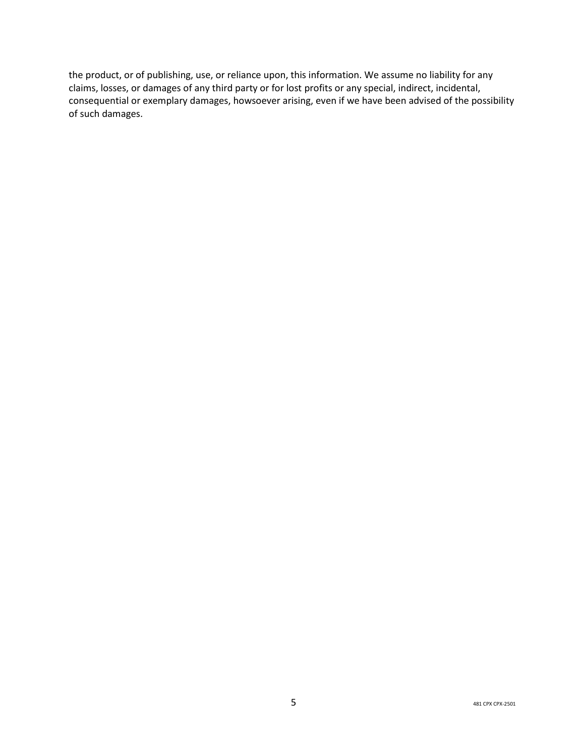the product, or of publishing, use, or reliance upon, this information. We assume no liability for any claims, losses, or damages of any third party or for lost profits or any special, indirect, incidental, consequential or exemplary damages, howsoever arising, even if we have been advised of the possibility of such damages.